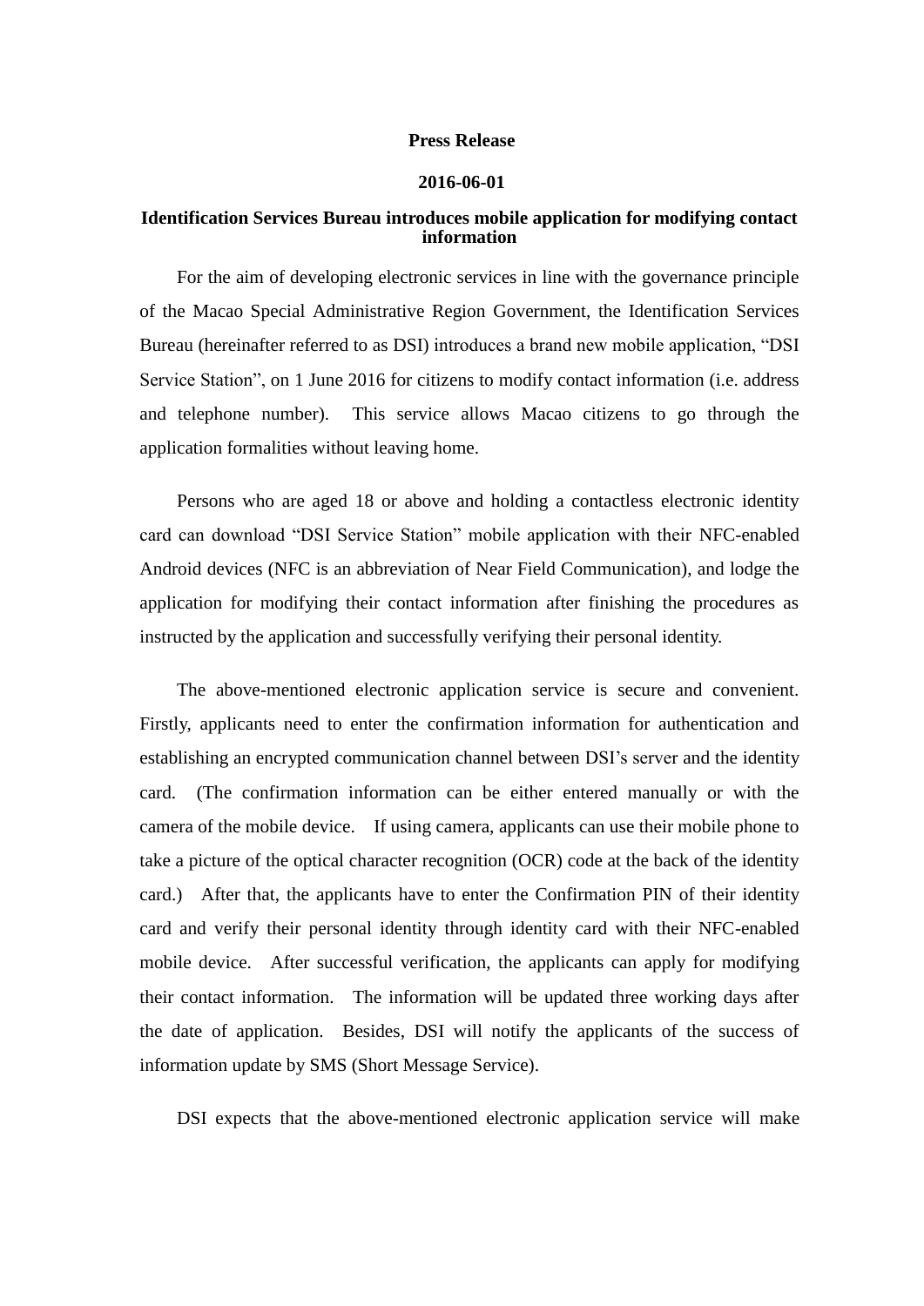**Press Release**

**2016-06-01**

**Identification Services Bureau introduces mobile application for modifying contact information**

For the aim of developing electronic services in line with the governance principle of the Macao Special Administrative Region Government, the Identification Services Bureau (hereinafter referred to as DSI) introduces a brand new mobile application, "DSI Service Station", on 1 June 2016 for citizens to modify contact information (i.e. address and telephone number). This service allows Macao citizens to go through the application formalities without leaving home.

Persons who are aged 18 or above and holding a contactless electronic identity card can download "DSI Service Station" mobile application with their NFC-enabled Android devices (NFC is an abbreviation of Near Field Communication), and lodge the application for modifying their contact information after finishing the procedures as instructed by the application and successfully verifying their personal identity.

The above-mentioned electronic application service is secure and convenient. Firstly, applicants need to enter the confirmation information for authentication and establishing an encrypted communication channel between DSI's server and the identity card. (The confirmation information can be either entered manually or with the camera of the mobile device. If using camera, applicants can use their mobile phone to take a picture of the optical character recognition (OCR) code at the back of the identity card.) After that, the applicants have to enter the Confirmation PIN of their identity card and verify their personal identity through identity card with their NFC-enabled mobile device. After successful verification, the applicants can apply for modifying their contact information. The information will be updated three working days after the date of application. Besides, DSI will notify the applicants of the success of information update by SMS (Short Message Service).

DSI expects that the above-mentioned electronic application service will make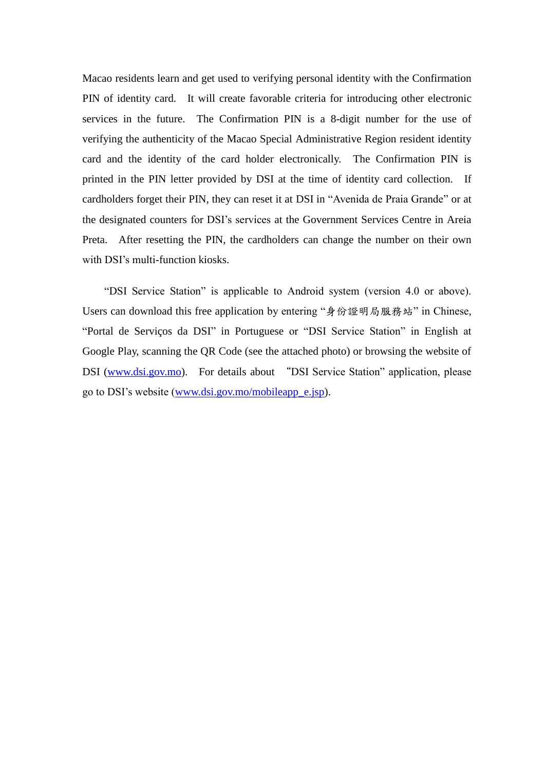Macao residents learn and get used to verifying personal identity with the Confirmation PIN of identity card. It will create favorable criteria for introducing other electronic services in the future. The Confirmation PIN is a 8-digit number for the use of verifying the authenticity of the Macao Special Administrative Region resident identity card and the identity of the card holder electronically. The Confirmation PIN is printed in the PIN letter provided by DSI at the time of identity card collection. If cardholders forget their PIN, they can reset it at DSI in "Avenida de Praia Grande" or at the designated counters for DSI's services at the Government Services Centre in Areia Preta. After resetting the PIN, the cardholders can change the number on their own with DSI's multi-function kiosks.

"DSI Service Station" is applicable to Android system (version 4.0 or above). Users can download this free application by entering "身份證明局服務站" in Chinese, "Portal de Serviços da DSI" in Portuguese or "DSI Service Station" in English at Google Play, scanning the QR Code (see the attached photo) or browsing the website of DSI ([www.dsi.gov.mo](http://www.dsi.gov.mo)). For details about "DSI Service Station" application, please go to DSI's website ([www.dsi.gov.mo/mobileapp_e.jsp](http://www.dsi.gov.mo/mobileapp_e.jsp)).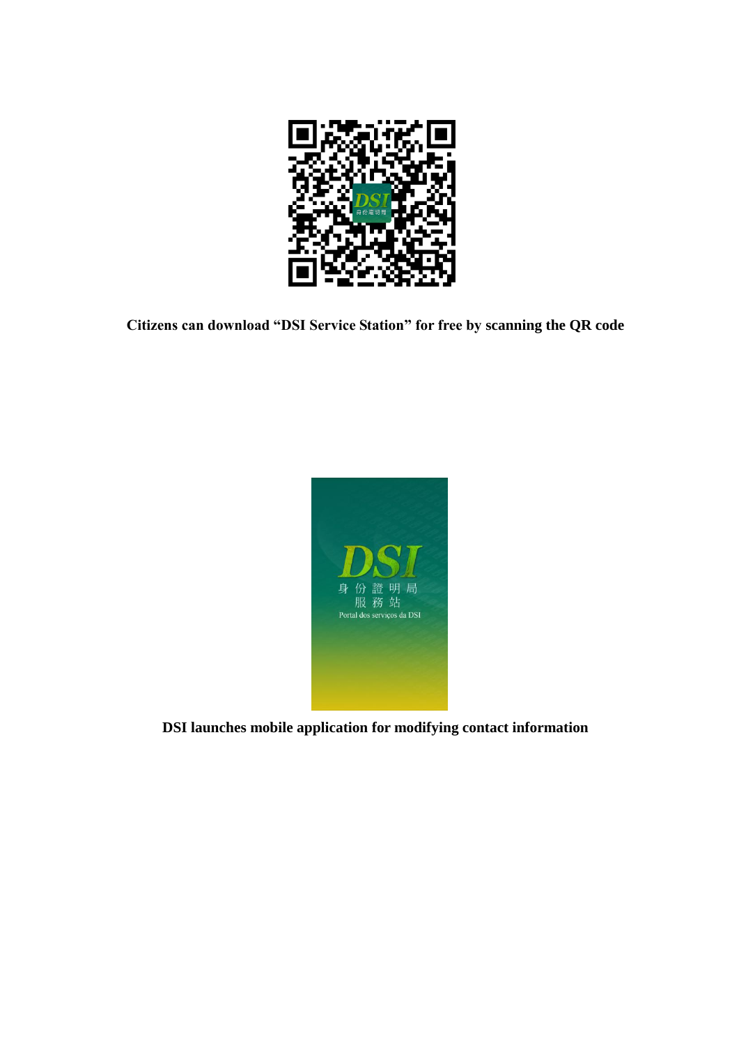**Citizens can download “DSI Service Station” for free by scanning the QR code**

**DSI launches mobile application for modifying contact information**